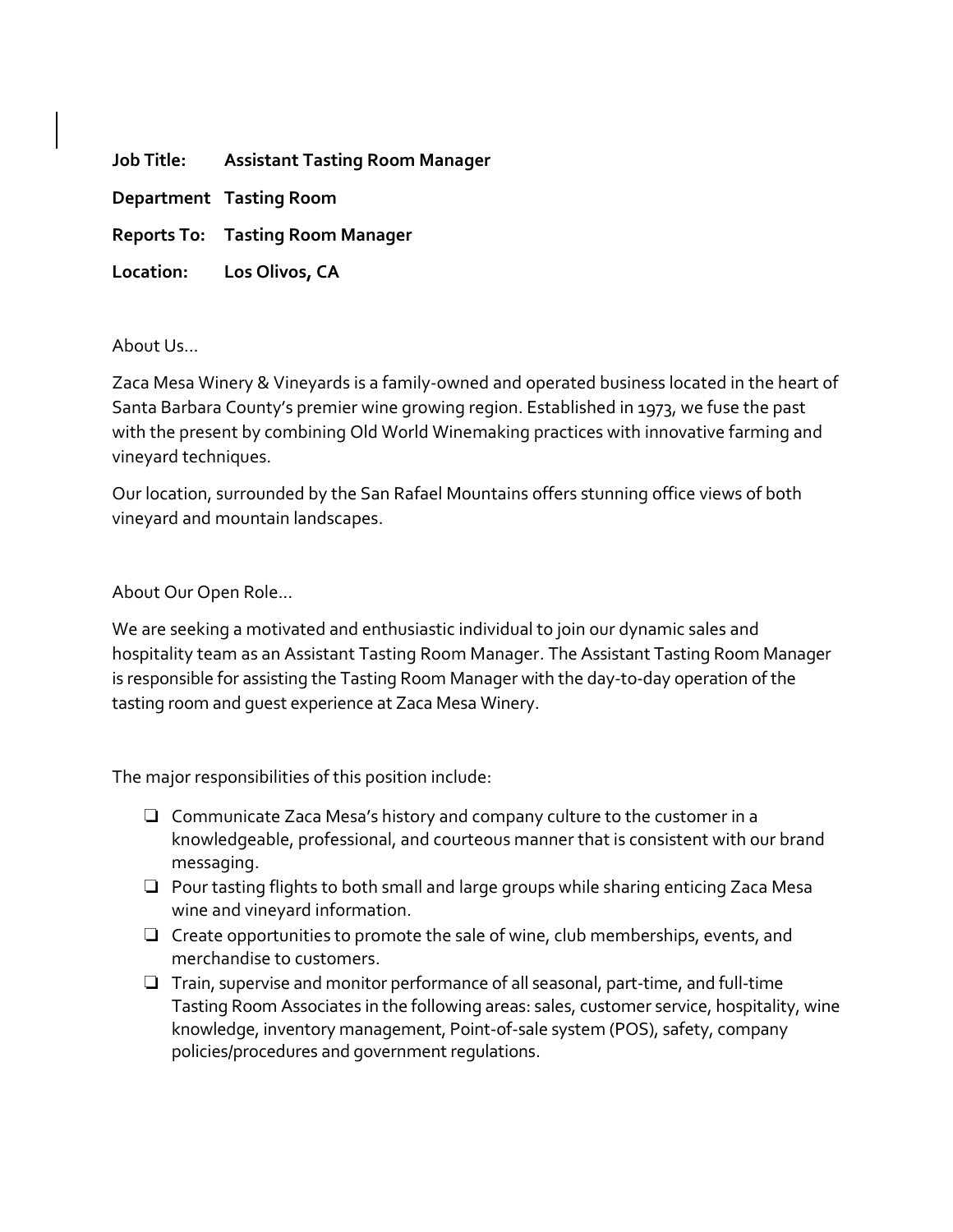**Job Title:** **Assistant Tasting Room Manager**

**Department** **Tasting Room**

**Reports To:** **Tasting Room Manager**

**Location:** **Los Olivos, CA**

About Us…

Zaca Mesa Winery & Vineyards is a family-owned and operated business located in the heart of Santa Barbara County's premier wine growing region. Established in 1973, we fuse the past with the present by combining Old World Winemaking practices with innovative farming and vineyard techniques.

Our location, surrounded by the San Rafael Mountains offers stunning office views of both vineyard and mountain landscapes.

About Our Open Role…

We are seeking a motivated and enthusiastic individual to join our dynamic sales and hospitality team as an Assistant Tasting Room Manager. The Assistant Tasting Room Manager is responsible for assisting the Tasting Room Manager with the day-to-day operation of the tasting room and guest experience at Zaca Mesa Winery.

The major responsibilities of this position include:

- ❏ Communicate Zaca Mesa's history and company culture to the customer in a knowledgeable, professional, and courteous manner that is consistent with our brand messaging.
- ❏ Pour tasting flights to both small and large groups while sharing enticing Zaca Mesa wine and vineyard information.
- ❏ Create opportunities to promote the sale of wine, club memberships, events, and merchandise to customers.
- ❏ Train, supervise and monitor performance of all seasonal, part-time, and full-time Tasting Room Associates in the following areas: sales, customer service, hospitality, wine knowledge, inventory management, Point-of-sale system (POS), safety, company policies/procedures and government regulations.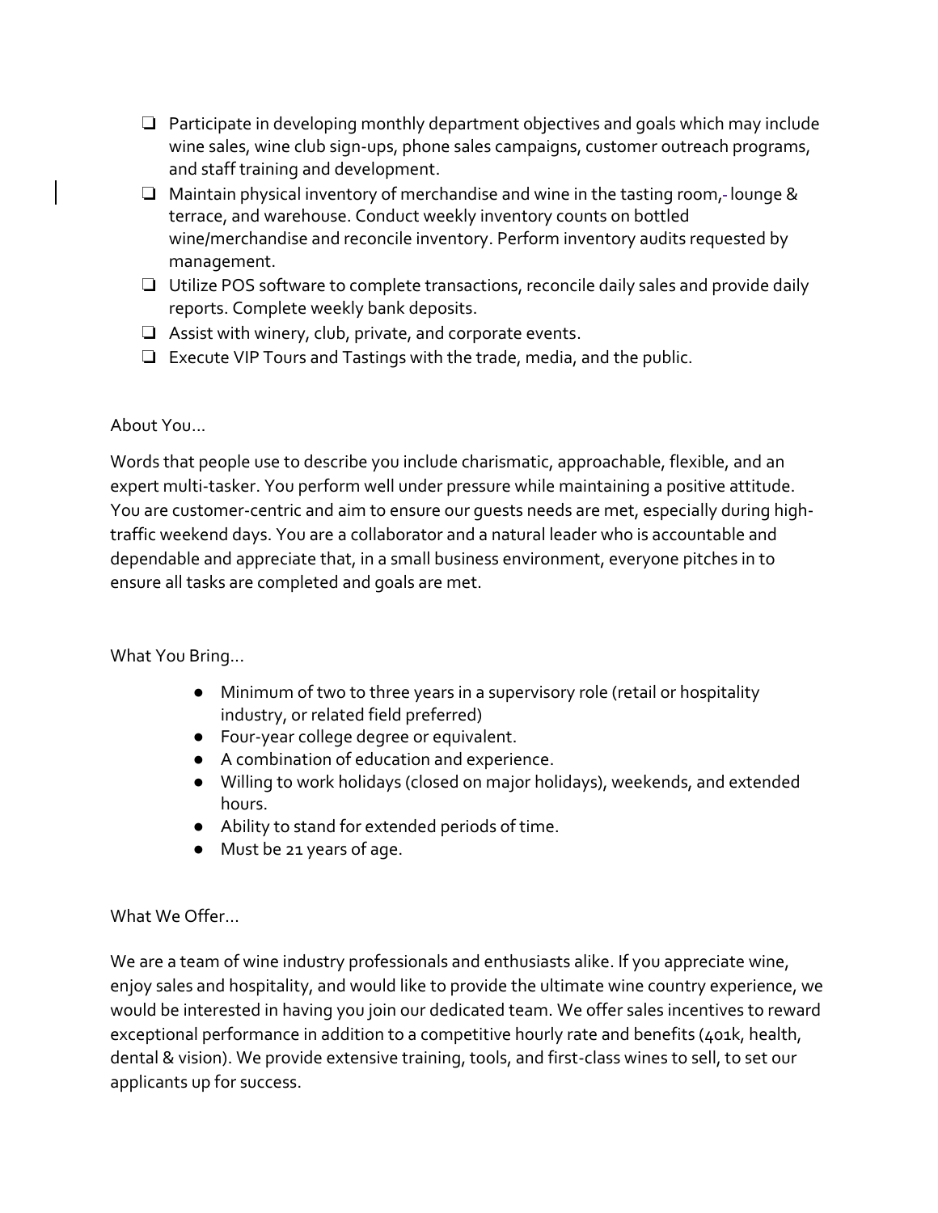- Participate in developing monthly department objectives and goals which may include wine sales, wine club sign-ups, phone sales campaigns, customer outreach programs, and staff training and development.
- Maintain physical inventory of merchandise and wine in the tasting room,- lounge & terrace, and warehouse. Conduct weekly inventory counts on bottled wine/merchandise and reconcile inventory. Perform inventory audits requested by management.
- Utilize POS software to complete transactions, reconcile daily sales and provide daily reports. Complete weekly bank deposits.
- Assist with winery, club, private, and corporate events.
- Execute VIP Tours and Tastings with the trade, media, and the public.

About You…

Words that people use to describe you include charismatic, approachable, flexible, and an expert multi-tasker. You perform well under pressure while maintaining a positive attitude. You are customer-centric and aim to ensure our guests needs are met, especially during high-traffic weekend days. You are a collaborator and a natural leader who is accountable and dependable and appreciate that, in a small business environment, everyone pitches in to ensure all tasks are completed and goals are met.

What You Bring…

- Minimum of two to three years in a supervisory role (retail or hospitality industry, or related field preferred)
- Four-year college degree or equivalent.
- A combination of education and experience.
- Willing to work holidays (closed on major holidays), weekends, and extended hours.
- Ability to stand for extended periods of time.
- Must be 21 years of age.

What We Offer…

We are a team of wine industry professionals and enthusiasts alike. If you appreciate wine, enjoy sales and hospitality, and would like to provide the ultimate wine country experience, we would be interested in having you join our dedicated team. We offer sales incentives to reward exceptional performance in addition to a competitive hourly rate and benefits (401k, health, dental & vision). We provide extensive training, tools, and first-class wines to sell, to set our applicants up for success.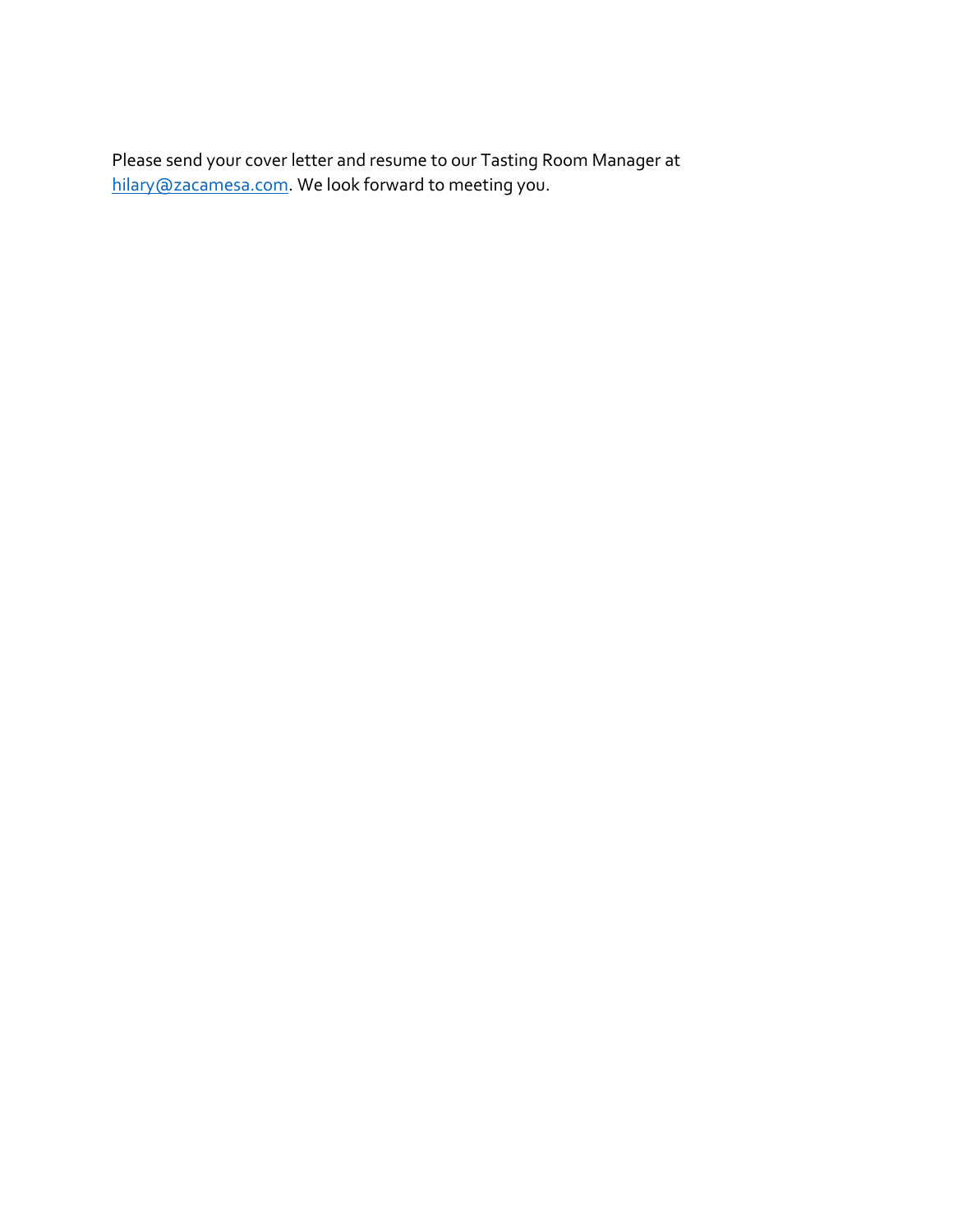Please send your cover letter and resume to our Tasting Room Manager at hilary@zacamesa.com. We look forward to meeting you.